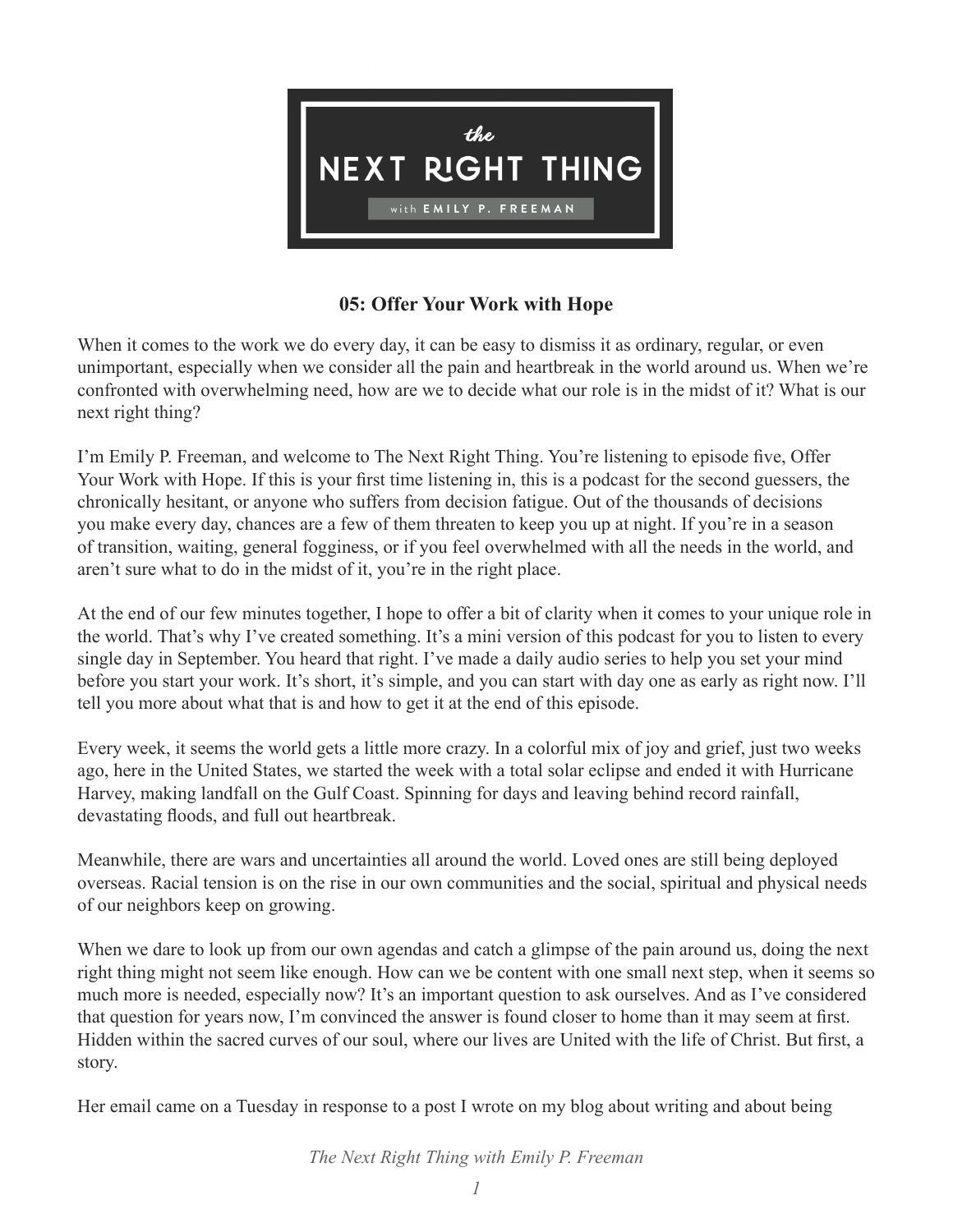# the NEXT RIGHT THING

with EMILY P. FREEMAN

## 05: Offer Your Work with Hope

When it comes to the work we do every day, it can be easy to dismiss it as ordinary, regular, or even unimportant, especially when we consider all the pain and heartbreak in the world around us. When we're confronted with overwhelming need, how are we to decide what our role is in the midst of it? What is our next right thing?

I'm Emily P. Freeman, and welcome to The Next Right Thing. You're listening to episode five, Offer Your Work with Hope. If this is your first time listening in, this is a podcast for the second guessers, the chronically hesitant, or anyone who suffers from decision fatigue. Out of the thousands of decisions you make every day, chances are a few of them threaten to keep you up at night. If you're in a season of transition, waiting, general fogginess, or if you feel overwhelmed with all the needs in the world, and aren't sure what to do in the midst of it, you're in the right place.

At the end of our few minutes together, I hope to offer a bit of clarity when it comes to your unique role in the world. That's why I've created something. It's a mini version of this podcast for you to listen to every single day in September. You heard that right. I've made a daily audio series to help you set your mind before you start your work. It's short, it's simple, and you can start with day one as early as right now. I'll tell you more about what that is and how to get it at the end of this episode.

Every week, it seems the world gets a little more crazy. In a colorful mix of joy and grief, just two weeks ago, here in the United States, we started the week with a total solar eclipse and ended it with Hurricane Harvey, making landfall on the Gulf Coast. Spinning for days and leaving behind record rainfall, devastating floods, and full out heartbreak.

Meanwhile, there are wars and uncertainties all around the world. Loved ones are still being deployed overseas. Racial tension is on the rise in our own communities and the social, spiritual and physical needs of our neighbors keep on growing.

When we dare to look up from our own agendas and catch a glimpse of the pain around us, doing the next right thing might not seem like enough. How can we be content with one small next step, when it seems so much more is needed, especially now? It's an important question to ask ourselves. And as I've considered that question for years now, I'm convinced the answer is found closer to home than it may seem at first. Hidden within the sacred curves of our soul, where our lives are United with the life of Christ. But first, a story.

Her email came on a Tuesday in response to a post I wrote on my blog about writing and about being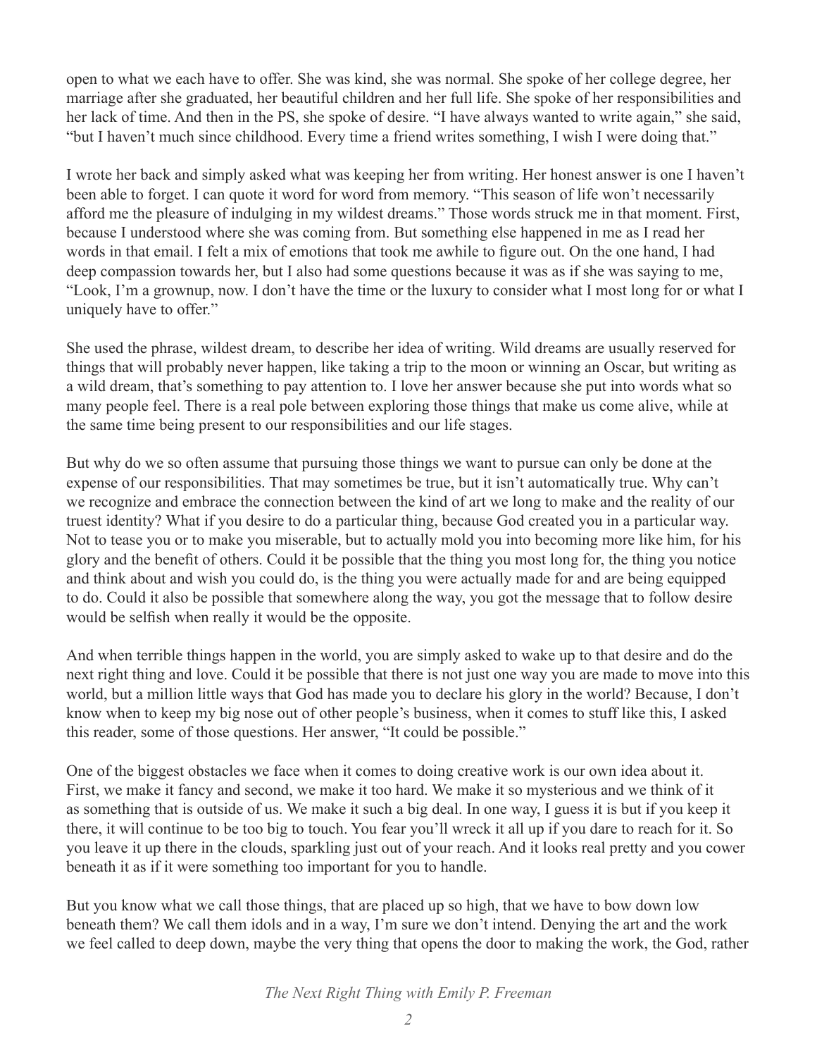open to what we each have to offer. She was kind, she was normal. She spoke of her college degree, her marriage after she graduated, her beautiful children and her full life. She spoke of her responsibilities and her lack of time. And then in the PS, she spoke of desire. "I have always wanted to write again," she said, "but I haven't much since childhood. Every time a friend writes something, I wish I were doing that."

I wrote her back and simply asked what was keeping her from writing. Her honest answer is one I haven't been able to forget. I can quote it word for word from memory. "This season of life won't necessarily afford me the pleasure of indulging in my wildest dreams." Those words struck me in that moment. First, because I understood where she was coming from. But something else happened in me as I read her words in that email. I felt a mix of emotions that took me awhile to figure out. On the one hand, I had deep compassion towards her, but I also had some questions because it was as if she was saying to me, "Look, I'm a grownup, now. I don't have the time or the luxury to consider what I most long for or what I uniquely have to offer."

She used the phrase, wildest dream, to describe her idea of writing. Wild dreams are usually reserved for things that will probably never happen, like taking a trip to the moon or winning an Oscar, but writing as a wild dream, that's something to pay attention to. I love her answer because she put into words what so many people feel. There is a real pole between exploring those things that make us come alive, while at the same time being present to our responsibilities and our life stages.

But why do we so often assume that pursuing those things we want to pursue can only be done at the expense of our responsibilities. That may sometimes be true, but it isn't automatically true. Why can't we recognize and embrace the connection between the kind of art we long to make and the reality of our truest identity? What if you desire to do a particular thing, because God created you in a particular way. Not to tease you or to make you miserable, but to actually mold you into becoming more like him, for his glory and the benefit of others. Could it be possible that the thing you most long for, the thing you notice and think about and wish you could do, is the thing you were actually made for and are being equipped to do. Could it also be possible that somewhere along the way, you got the message that to follow desire would be selfish when really it would be the opposite.

And when terrible things happen in the world, you are simply asked to wake up to that desire and do the next right thing and love. Could it be possible that there is not just one way you are made to move into this world, but a million little ways that God has made you to declare his glory in the world? Because, I don't know when to keep my big nose out of other people's business, when it comes to stuff like this, I asked this reader, some of those questions. Her answer, "It could be possible."

One of the biggest obstacles we face when it comes to doing creative work is our own idea about it. First, we make it fancy and second, we make it too hard. We make it so mysterious and we think of it as something that is outside of us. We make it such a big deal. In one way, I guess it is but if you keep it there, it will continue to be too big to touch. You fear you'll wreck it all up if you dare to reach for it. So you leave it up there in the clouds, sparkling just out of your reach. And it looks real pretty and you cower beneath it as if it were something too important for you to handle.

But you know what we call those things, that are placed up so high, that we have to bow down low beneath them? We call them idols and in a way, I'm sure we don't intend. Denying the art and the work we feel called to deep down, maybe the very thing that opens the door to making the work, the God, rather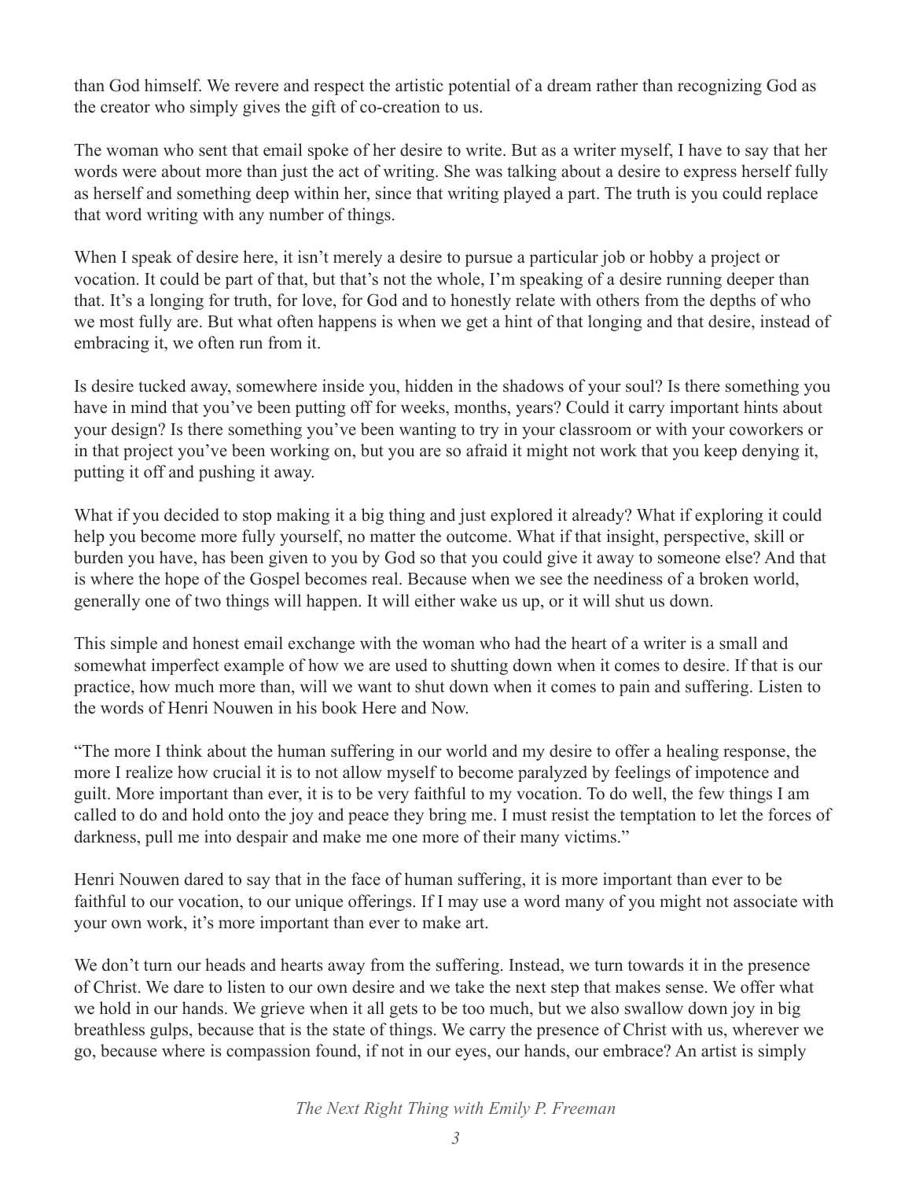than God himself. We revere and respect the artistic potential of a dream rather than recognizing God as the creator who simply gives the gift of co-creation to us.

The woman who sent that email spoke of her desire to write. But as a writer myself, I have to say that her words were about more than just the act of writing. She was talking about a desire to express herself fully as herself and something deep within her, since that writing played a part. The truth is you could replace that word writing with any number of things.

When I speak of desire here, it isn't merely a desire to pursue a particular job or hobby a project or vocation. It could be part of that, but that's not the whole, I'm speaking of a desire running deeper than that. It's a longing for truth, for love, for God and to honestly relate with others from the depths of who we most fully are. But what often happens is when we get a hint of that longing and that desire, instead of embracing it, we often run from it.

Is desire tucked away, somewhere inside you, hidden in the shadows of your soul? Is there something you have in mind that you've been putting off for weeks, months, years? Could it carry important hints about your design? Is there something you've been wanting to try in your classroom or with your coworkers or in that project you've been working on, but you are so afraid it might not work that you keep denying it, putting it off and pushing it away.

What if you decided to stop making it a big thing and just explored it already? What if exploring it could help you become more fully yourself, no matter the outcome. What if that insight, perspective, skill or burden you have, has been given to you by God so that you could give it away to someone else? And that is where the hope of the Gospel becomes real. Because when we see the neediness of a broken world, generally one of two things will happen. It will either wake us up, or it will shut us down.

This simple and honest email exchange with the woman who had the heart of a writer is a small and somewhat imperfect example of how we are used to shutting down when it comes to desire. If that is our practice, how much more than, will we want to shut down when it comes to pain and suffering. Listen to the words of Henri Nouwen in his book Here and Now.

"The more I think about the human suffering in our world and my desire to offer a healing response, the more I realize how crucial it is to not allow myself to become paralyzed by feelings of impotence and guilt. More important than ever, it is to be very faithful to my vocation. To do well, the few things I am called to do and hold onto the joy and peace they bring me. I must resist the temptation to let the forces of darkness, pull me into despair and make me one more of their many victims."

Henri Nouwen dared to say that in the face of human suffering, it is more important than ever to be faithful to our vocation, to our unique offerings. If I may use a word many of you might not associate with your own work, it's more important than ever to make art.

We don't turn our heads and hearts away from the suffering. Instead, we turn towards it in the presence of Christ. We dare to listen to our own desire and we take the next step that makes sense. We offer what we hold in our hands. We grieve when it all gets to be too much, but we also swallow down joy in big breathless gulps, because that is the state of things. We carry the presence of Christ with us, wherever we go, because where is compassion found, if not in our eyes, our hands, our embrace? An artist is simply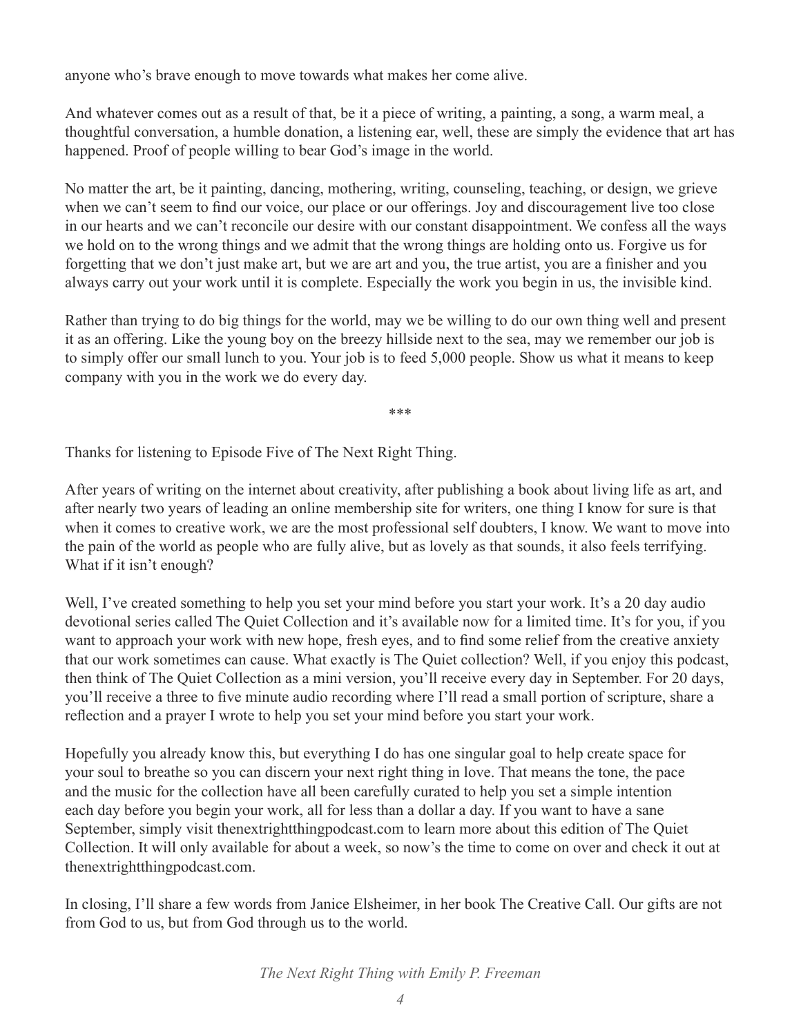anyone who's brave enough to move towards what makes her come alive.

And whatever comes out as a result of that, be it a piece of writing, a painting, a song, a warm meal, a thoughtful conversation, a humble donation, a listening ear, well, these are simply the evidence that art has happened. Proof of people willing to bear God's image in the world.

No matter the art, be it painting, dancing, mothering, writing, counseling, teaching, or design, we grieve when we can't seem to find our voice, our place or our offerings. Joy and discouragement live too close in our hearts and we can't reconcile our desire with our constant disappointment. We confess all the ways we hold on to the wrong things and we admit that the wrong things are holding onto us. Forgive us for forgetting that we don't just make art, but we are art and you, the true artist, you are a finisher and you always carry out your work until it is complete. Especially the work you begin in us, the invisible kind.

Rather than trying to do big things for the world, may we be willing to do our own thing well and present it as an offering. Like the young boy on the breezy hillside next to the sea, may we remember our job is to simply offer our small lunch to you. Your job is to feed 5,000 people. Show us what it means to keep company with you in the work we do every day.

\*\*\*

Thanks for listening to Episode Five of The Next Right Thing.

After years of writing on the internet about creativity, after publishing a book about living life as art, and after nearly two years of leading an online membership site for writers, one thing I know for sure is that when it comes to creative work, we are the most professional self doubters, I know. We want to move into the pain of the world as people who are fully alive, but as lovely as that sounds, it also feels terrifying. What if it isn't enough?

Well, I've created something to help you set your mind before you start your work. It's a 20 day audio devotional series called The Quiet Collection and it's available now for a limited time. It's for you, if you want to approach your work with new hope, fresh eyes, and to find some relief from the creative anxiety that our work sometimes can cause. What exactly is The Quiet collection? Well, if you enjoy this podcast, then think of The Quiet Collection as a mini version, you'll receive every day in September. For 20 days, you'll receive a three to five minute audio recording where I'll read a small portion of scripture, share a reflection and a prayer I wrote to help you set your mind before you start your work.

Hopefully you already know this, but everything I do has one singular goal to help create space for your soul to breathe so you can discern your next right thing in love. That means the tone, the pace and the music for the collection have all been carefully curated to help you set a simple intention each day before you begin your work, all for less than a dollar a day. If you want to have a sane September, simply visit thenextrightthingpodcast.com to learn more about this edition of The Quiet Collection. It will only available for about a week, so now's the time to come on over and check it out at thenextrightthingpodcast.com.

In closing, I'll share a few words from Janice Elsheimer, in her book The Creative Call. Our gifts are not from God to us, but from God through us to the world.